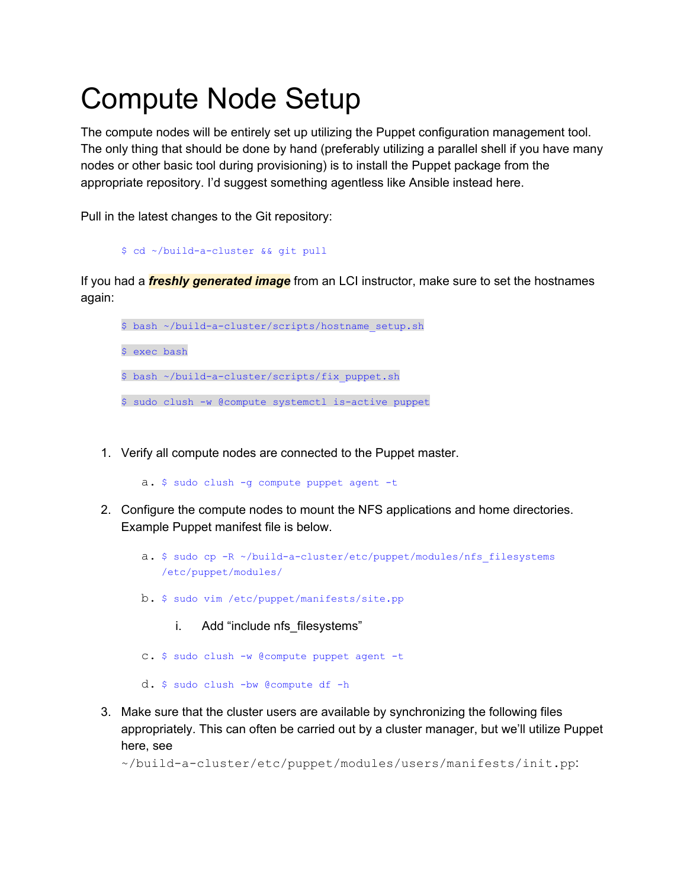# Compute Node Setup

The compute nodes will be entirely set up utilizing the Puppet configuration management tool. The only thing that should be done by hand (preferably utilizing a parallel shell if you have many nodes or other basic tool during provisioning) is to install the Puppet package from the appropriate repository. I'd suggest something agentless like Ansible instead here.

Pull in the latest changes to the Git repository:

```
$ cd ~/build-a-cluster && git pull
```

If you had a ***freshly generated image*** from an LCI instructor, make sure to set the hostnames again:

```
$ bash ~/build-a-cluster/scripts/hostname_setup.sh
$ exec bash
$ bash ~/build-a-cluster/scripts/fix_puppet.sh
$ sudo clush -w @compute systemctl is-active puppet
```

1. Verify all compute nodes are connected to the Puppet master.
   a. `$ sudo clush -g compute puppet agent -t`
2. Configure the compute nodes to mount the NFS applications and home directories. Example Puppet manifest file is below.
   a. `$ sudo cp -R ~/build-a-cluster/etc/puppet/modules/nfs_filesystems /etc/puppet/modules/`
   b. `$ sudo vim /etc/puppet/manifests/site.pp`
      i. Add "include nfs_filesystems"
   c. `$ sudo clush -w @compute puppet agent -t`
   d. `$ sudo clush -bw @compute df -h`
3. Make sure that the cluster users are available by synchronizing the following files appropriately. This can often be carried out by a cluster manager, but we'll utilize Puppet here, see `~/build-a-cluster/etc/puppet/modules/users/manifests/init.pp`: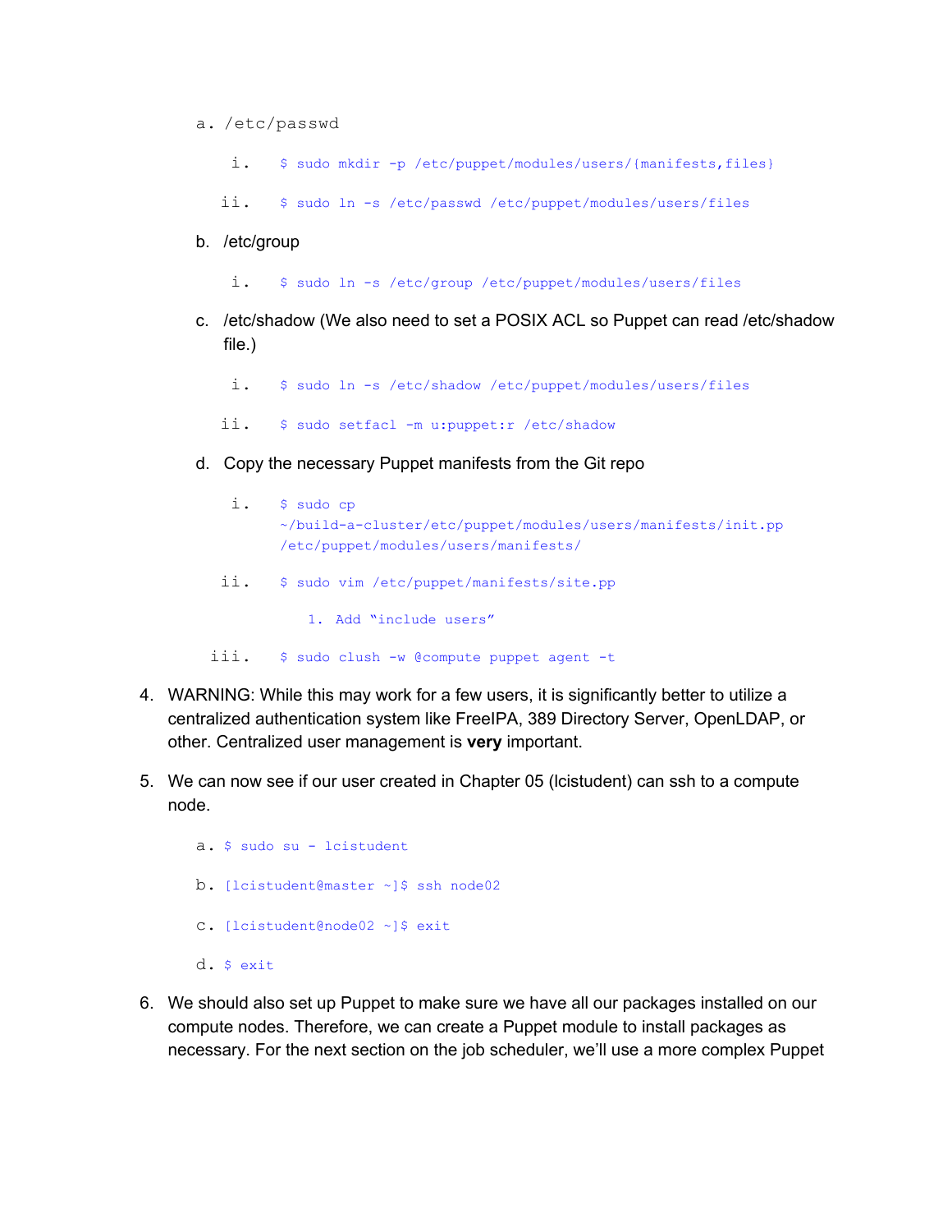a. /etc/passwd

   i. `$ sudo mkdir -p /etc/puppet/modules/users/{manifests,files}`

   ii. `$ sudo ln -s /etc/passwd /etc/puppet/modules/users/files`

b. /etc/group

   i. `$ sudo ln -s /etc/group /etc/puppet/modules/users/files`

c. /etc/shadow (We also need to set a POSIX ACL so Puppet can read /etc/shadow file.)

   i. `$ sudo ln -s /etc/shadow /etc/puppet/modules/users/files`

   ii. `$ sudo setfacl -m u:puppet:r /etc/shadow`

d. Copy the necessary Puppet manifests from the Git repo

   i. `$ sudo cp ~/build-a-cluster/etc/puppet/modules/users/manifests/init.pp /etc/puppet/modules/users/manifests/`

   ii. `$ sudo vim /etc/puppet/manifests/site.pp`

      1. Add "include users"

   iii. `$ sudo clush -w @compute puppet agent -t`

4. WARNING: While this may work for a few users, it is significantly better to utilize a centralized authentication system like FreeIPA, 389 Directory Server, OpenLDAP, or other. Centralized user management is **very** important.

5. We can now see if our user created in Chapter 05 (lcistudent) can ssh to a compute node.

   a. `$ sudo su - lcistudent`

   b. `[lcistudent@master ~]$ ssh node02`

   c. `[lcistudent@node02 ~]$ exit`

   d. `$ exit`

6. We should also set up Puppet to make sure we have all our packages installed on our compute nodes. Therefore, we can create a Puppet module to install packages as necessary. For the next section on the job scheduler, we'll use a more complex Puppet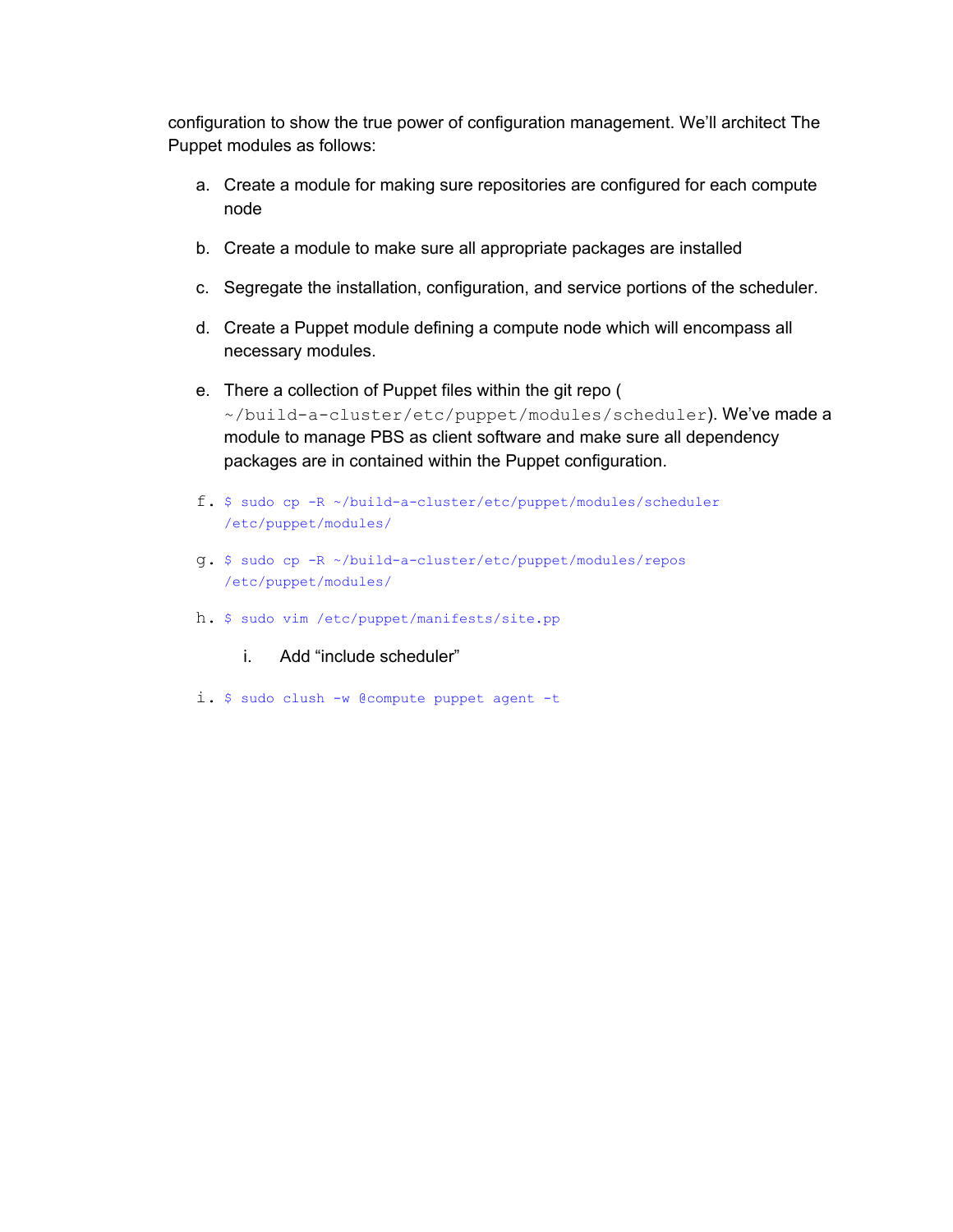configuration to show the true power of configuration management. We'll architect The Puppet modules as follows:

a. Create a module for making sure repositories are configured for each compute node

b. Create a module to make sure all appropriate packages are installed

c. Segregate the installation, configuration, and service portions of the scheduler.

d. Create a Puppet module defining a compute node which will encompass all necessary modules.

e. There a collection of Puppet files within the git repo ( `~/build-a-cluster/etc/puppet/modules/scheduler`). We've made a module to manage PBS as client software and make sure all dependency packages are in contained within the Puppet configuration.

f. 
```
$ sudo cp -R ~/build-a-cluster/etc/puppet/modules/scheduler /etc/puppet/modules/
```

g. 
```
$ sudo cp -R ~/build-a-cluster/etc/puppet/modules/repos /etc/puppet/modules/
```

h. 
```
$ sudo vim /etc/puppet/manifests/site.pp
```

   i. Add "include scheduler"

i. 
```
$ sudo clush -w @compute puppet agent -t
```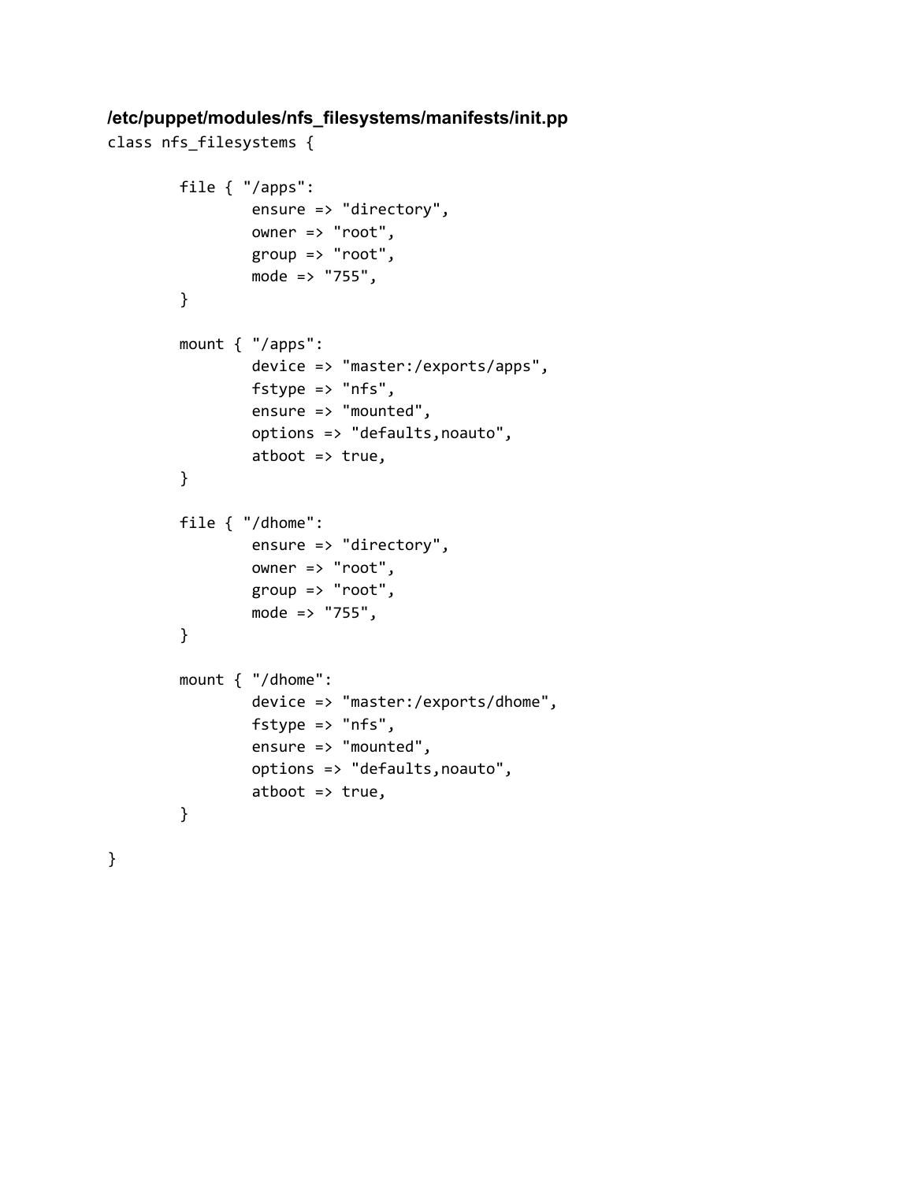**/etc/puppet/modules/nfs_filesystems/manifests/init.pp**

```
class nfs_filesystems {

        file { "/apps":
                ensure => "directory",
                owner => "root",
                group => "root",
                mode => "755",
        }

        mount { "/apps":
                device => "master:/exports/apps",
                fstype => "nfs",
                ensure => "mounted",
                options => "defaults,noauto",
                atboot => true,
        }

        file { "/dhome":
                ensure => "directory",
                owner => "root",
                group => "root",
                mode => "755",
        }

        mount { "/dhome":
                device => "master:/exports/dhome",
                fstype => "nfs",
                ensure => "mounted",
                options => "defaults,noauto",
                atboot => true,
        }

}
```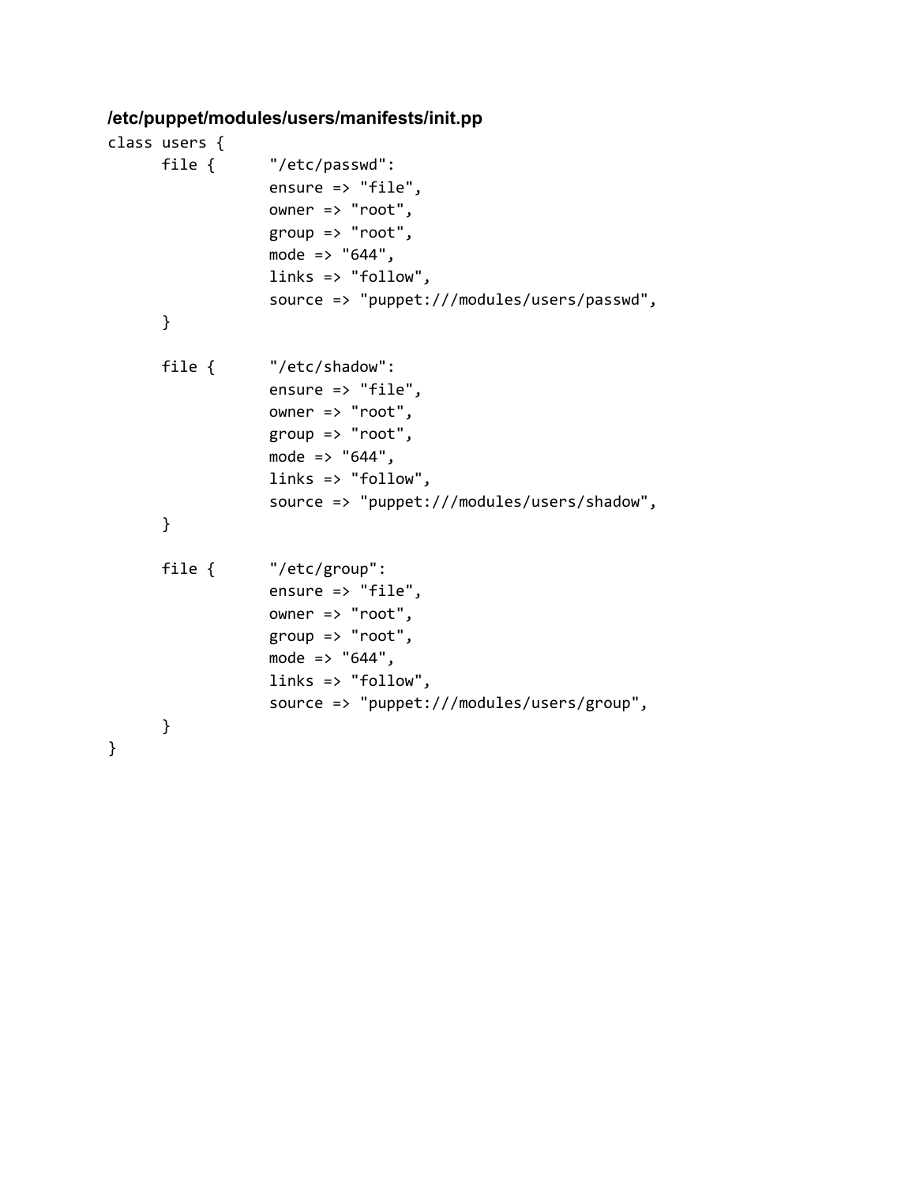**/etc/puppet/modules/users/manifests/init.pp**

```
class users {
      file {      "/etc/passwd":
                  ensure => "file",
                  owner => "root",
                  group => "root",
                  mode => "644",
                  links => "follow",
                  source => "puppet:///modules/users/passwd",
      }

      file {      "/etc/shadow":
                  ensure => "file",
                  owner => "root",
                  group => "root",
                  mode => "644",
                  links => "follow",
                  source => "puppet:///modules/users/shadow",
      }

      file {      "/etc/group":
                  ensure => "file",
                  owner => "root",
                  group => "root",
                  mode => "644",
                  links => "follow",
                  source => "puppet:///modules/users/group",
      }
}
```